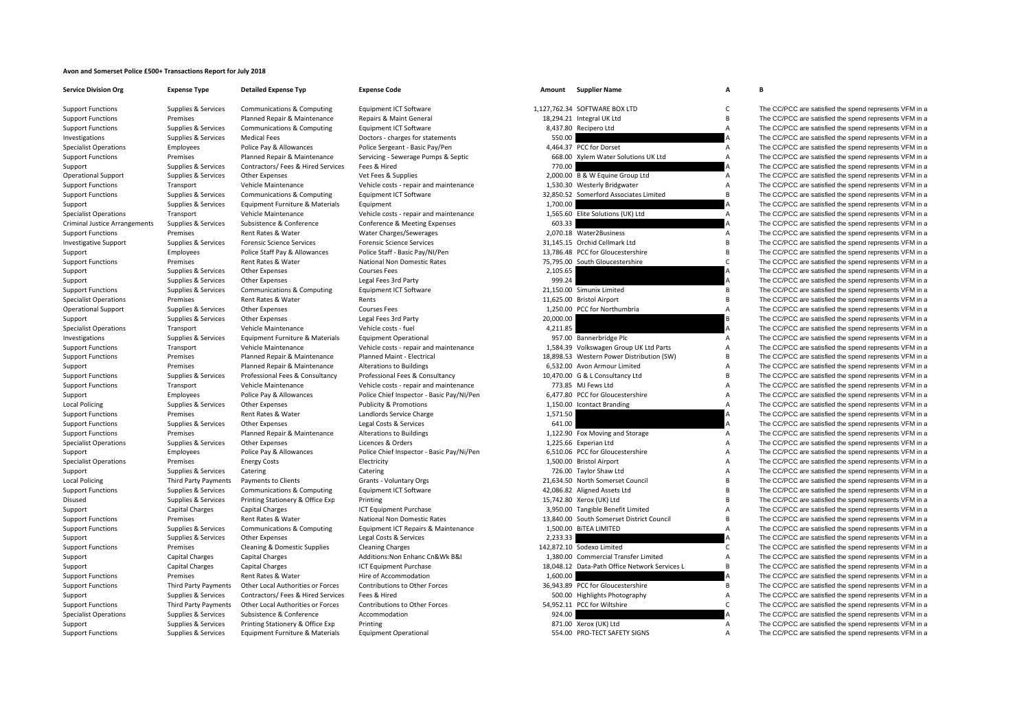# Avon and Somerset Police £500+ Transactions Report for July 2018

| Service Division Org | Expense Type | Detailed Expense Typ | Expense Code | Amount | Supplier Name | A | B |
|---|---|---|---|---|---|---|---|
| Support Functions | Supplies & Services | Communications & Computing | Equipment ICT Software | 1,127,762.34 | SOFTWARE BOX LTD | C | The CC/PCC are satisfied the spend represents VFM in a |
| Support Functions | Premises | Planned Repair & Maintenance | Repairs & Maint General | 18,294.21 | Integral UK Ltd | B | The CC/PCC are satisfied the spend represents VFM in a |
| Support Functions | Supplies & Services | Communications & Computing | Equipment ICT Software | 8,437.80 | Recipero Ltd | A | The CC/PCC are satisfied the spend represents VFM in a |
| Investigations | Supplies & Services | Medical Fees | Doctors - charges for statements | 550.00 | | A | The CC/PCC are satisfied the spend represents VFM in a |
| Specialist Operations | Employees | Police Pay & Allowances | Police Sergeant - Basic Pay/Pen | 4,464.37 | PCC for Dorset | A | The CC/PCC are satisfied the spend represents VFM in a |
| Support Functions | Premises | Planned Repair & Maintenance | Servicing - Sewerage Pumps & Septic | 668.00 | Xylem Water Solutions UK Ltd | A | The CC/PCC are satisfied the spend represents VFM in a |
| Support | Supplies & Services | Contractors/ Fees & Hired Services | Fees & Hired | 770.00 | | A | The CC/PCC are satisfied the spend represents VFM in a |
| Operational Support | Supplies & Services | Other Expenses | Vet Fees & Supplies | 2,000.00 | B & W Equine Group Ltd | A | The CC/PCC are satisfied the spend represents VFM in a |
| Support Functions | Transport | Vehicle Maintenance | Vehicle costs - repair and maintenance | 1,530.30 | Westerly Bridgwater | A | The CC/PCC are satisfied the spend represents VFM in a |
| Support Functions | Supplies & Services | Communications & Computing | Equipment ICT Software | 32,850.52 | Somerford Associates Limited | B | The CC/PCC are satisfied the spend represents VFM in a |
| Support | Supplies & Services | Equipment Furniture & Materials | Equipment | 1,700.00 | | A | The CC/PCC are satisfied the spend represents VFM in a |
| Specialist Operations | Transport | Vehicle Maintenance | Vehicle costs - repair and maintenance | 1,565.60 | Elite Solutions (UK) Ltd | A | The CC/PCC are satisfied the spend represents VFM in a |
| Criminal Justice Arrangements | Supplies & Services | Subsistence & Conference | Conference & Meeting Expenses | 603.33 | | A | The CC/PCC are satisfied the spend represents VFM in a |
| Support Functions | Premises | Rent Rates & Water | Water Charges/Sewerages | 2,070.18 | Water2Business | A | The CC/PCC are satisfied the spend represents VFM in a |
| Investigative Support | Supplies & Services | Forensic Science Services | Forensic Science Services | 31,145.15 | Orchid Cellmark Ltd | B | The CC/PCC are satisfied the spend represents VFM in a |
| Support | Employees | Police Staff Pay & Allowances | Police Staff - Basic Pay/NI/Pen | 13,786.48 | PCC for Gloucestershire | B | The CC/PCC are satisfied the spend represents VFM in a |
| Support Functions | Premises | Rent Rates & Water | National Non Domestic Rates | 75,795.00 | South Gloucestershire | C | The CC/PCC are satisfied the spend represents VFM in a |
| Support | Supplies & Services | Other Expenses | Courses Fees | 2,105.65 | | A | The CC/PCC are satisfied the spend represents VFM in a |
| Support | Supplies & Services | Other Expenses | Legal Fees 3rd Party | 999.24 | | A | The CC/PCC are satisfied the spend represents VFM in a |
| Support Functions | Supplies & Services | Communications & Computing | Equipment ICT Software | 21,150.00 | Simunix Limited | B | The CC/PCC are satisfied the spend represents VFM in a |
| Specialist Operations | Premises | Rent Rates & Water | Rents | 11,625.00 | Bristol Airport | B | The CC/PCC are satisfied the spend represents VFM in a |
| Operational Support | Supplies & Services | Other Expenses | Courses Fees | 1,250.00 | PCC for Northumbria | A | The CC/PCC are satisfied the spend represents VFM in a |
| Support | Supplies & Services | Other Expenses | Legal Fees 3rd Party | 20,000.00 | | B | The CC/PCC are satisfied the spend represents VFM in a |
| Specialist Operations | Transport | Vehicle Maintenance | Vehicle costs - fuel | 4,211.85 | | A | The CC/PCC are satisfied the spend represents VFM in a |
| Investigations | Supplies & Services | Equipment Furniture & Materials | Equipment Operational | 957.00 | Bannerbridge Plc | A | The CC/PCC are satisfied the spend represents VFM in a |
| Support Functions | Transport | Vehicle Maintenance | Vehicle costs - repair and maintenance | 1,584.39 | Volkswagen Group UK Ltd Parts | A | The CC/PCC are satisfied the spend represents VFM in a |
| Support Functions | Premises | Planned Repair & Maintenance | Planned Maint - Electrical | 18,898.53 | Western Power Distribution (SW) | B | The CC/PCC are satisfied the spend represents VFM in a |
| Support | Premises | Planned Repair & Maintenance | Alterations to Buildings | 6,532.00 | Avon Armour Limited | A | The CC/PCC are satisfied the spend represents VFM in a |
| Support Functions | Supplies & Services | Professional Fees & Consultancy | Professional Fees & Consultancy | 10,470.00 | G & L Consultancy Ltd | B | The CC/PCC are satisfied the spend represents VFM in a |
| Support Functions | Transport | Vehicle Maintenance | Vehicle costs - repair and maintenance | 773.85 | MJ Fews Ltd | A | The CC/PCC are satisfied the spend represents VFM in a |
| Support | Employees | Police Pay & Allowances | Police Chief Inspector - Basic Pay/NI/Pen | 6,477.80 | PCC for Gloucestershire | A | The CC/PCC are satisfied the spend represents VFM in a |
| Local Policing | Supplies & Services | Other Expenses | Publicity & Promotions | 1,150.00 | Icontact Branding | A | The CC/PCC are satisfied the spend represents VFM in a |
| Support Functions | Premises | Rent Rates & Water | Landlords Service Charge | 1,571.50 | | A | The CC/PCC are satisfied the spend represents VFM in a |
| Support Functions | Supplies & Services | Other Expenses | Legal Costs & Services | 641.00 | | A | The CC/PCC are satisfied the spend represents VFM in a |
| Support Functions | Premises | Planned Repair & Maintenance | Alterations to Buildings | 1,122.90 | Fox Moving and Storage | A | The CC/PCC are satisfied the spend represents VFM in a |
| Specialist Operations | Supplies & Services | Other Expenses | Licences & Orders | 1,225.66 | Experian Ltd | A | The CC/PCC are satisfied the spend represents VFM in a |
| Support | Employees | Police Pay & Allowances | Police Chief Inspector - Basic Pay/Ni/Pen | 6,510.06 | PCC for Gloucestershire | A | The CC/PCC are satisfied the spend represents VFM in a |
| Specialist Operations | Premises | Energy Costs | Electricity | 1,500.00 | Bristol Airport | A | The CC/PCC are satisfied the spend represents VFM in a |
| Support | Supplies & Services | Catering | Catering | 726.00 | Taylor Shaw Ltd | A | The CC/PCC are satisfied the spend represents VFM in a |
| Local Policing | Third Party Payments | Payments to Clients | Grants - Voluntary Orgs | 21,634.50 | North Somerset Council | B | The CC/PCC are satisfied the spend represents VFM in a |
| Support Functions | Supplies & Services | Communications & Computing | Equipment ICT Software | 42,086.82 | Aligned Assets Ltd | B | The CC/PCC are satisfied the spend represents VFM in a |
| Disused | Supplies & Services | Printing Stationery & Office Exp | Printing | 15,742.80 | Xerox (UK) Ltd | B | The CC/PCC are satisfied the spend represents VFM in a |
| Support | Capital Charges | Capital Charges | ICT Equipment Purchase | 3,950.00 | Tangible Benefit Limited | A | The CC/PCC are satisfied the spend represents VFM in a |
| Support Functions | Premises | Rent Rates & Water | National Non Domestic Rates | 13,840.00 | South Somerset District Council | B | The CC/PCC are satisfied the spend represents VFM in a |
| Support Functions | Supplies & Services | Communications & Computing | Equipment ICT Repairs & Maintenance | 1,500.00 | BiTEA LIMITED | A | The CC/PCC are satisfied the spend represents VFM in a |
| Support | Supplies & Services | Other Expenses | Legal Costs & Services | 2,233.33 | | A | The CC/PCC are satisfied the spend represents VFM in a |
| Support Functions | Premises | Cleaning & Domestic Supplies | Cleaning Charges | 142,872.10 | Sodexo Limited | C | The CC/PCC are satisfied the spend represents VFM in a |
| Support | Capital Charges | Capital Charges | Additions:Non Enhanc Cn&Wk B&I | 1,380.00 | Commercial Transfer Limited | A | The CC/PCC are satisfied the spend represents VFM in a |
| Support | Capital Charges | Capital Charges | ICT Equipment Purchase | 18,048.12 | Data-Path Office Network Services L | B | The CC/PCC are satisfied the spend represents VFM in a |
| Support Functions | Premises | Rent Rates & Water | Hire of Accommodation | 1,600.00 | | A | The CC/PCC are satisfied the spend represents VFM in a |
| Support Functions | Third Party Payments | Other Local Authorities or Forces | Contributions to Other Forces | 36,943.89 | PCC for Gloucestershire | B | The CC/PCC are satisfied the spend represents VFM in a |
| Support | Supplies & Services | Contractors/ Fees & Hired Services | Fees & Hired | 500.00 | Highlights Photography | A | The CC/PCC are satisfied the spend represents VFM in a |
| Support Functions | Third Party Payments | Other Local Authorities or Forces | Contributions to Other Forces | 54,952.11 | PCC for Wiltshire | C | The CC/PCC are satisfied the spend represents VFM in a |
| Specialist Operations | Supplies & Services | Subsistence & Conference | Accommodation | 924.00 | | A | The CC/PCC are satisfied the spend represents VFM in a |
| Support | Supplies & Services | Printing Stationery & Office Exp | Printing | 871.00 | Xerox (UK) Ltd | A | The CC/PCC are satisfied the spend represents VFM in a |
| Support Functions | Supplies & Services | Equipment Furniture & Materials | Equipment Operational | 554.00 | PRO-TECT SAFETY SIGNS | A | The CC/PCC are satisfied the spend represents VFM in a |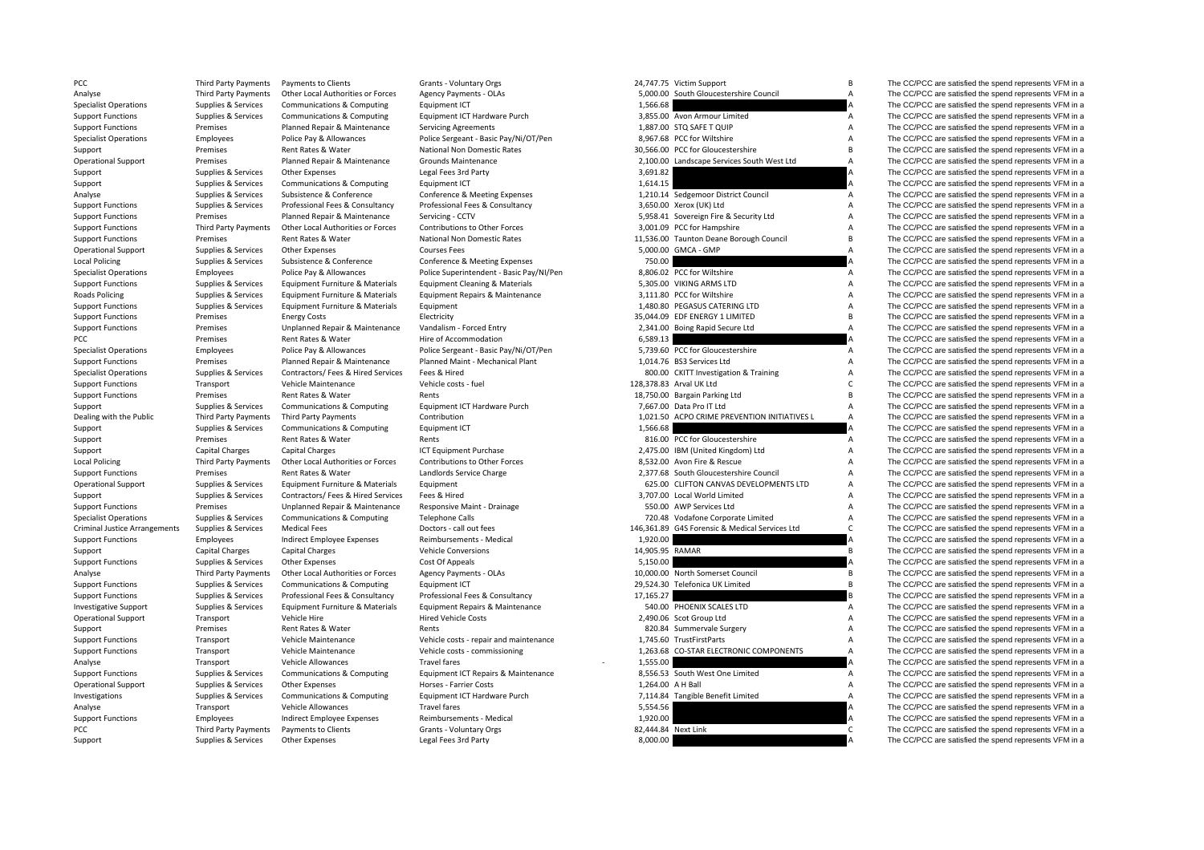| | | | | | | | |
|---|---|---|---|---|---|---|---|
| PCC | Third Party Payments | Payments to Clients | Grants - Voluntary Orgs | 24,747.75 | Victim Support | B | The CC/PCC are satisfied the spend represents VFM in a |
| Analyse | Third Party Payments | Other Local Authorities or Forces | Agency Payments - OLAs | 5,000.00 | South Gloucestershire Council | A | The CC/PCC are satisfied the spend represents VFM in a |
| Specialist Operations | Supplies & Services | Communications & Computing | Equipment ICT | 1,566.68 | | A | The CC/PCC are satisfied the spend represents VFM in a |
| Support Functions | Supplies & Services | Communications & Computing | Equipment ICT Hardware Purch | 3,855.00 | Avon Armour Limited | A | The CC/PCC are satisfied the spend represents VFM in a |
| Support Functions | Premises | Planned Repair & Maintenance | Servicing Agreements | 1,887.00 | STQ SAFE T QUIP | A | The CC/PCC are satisfied the spend represents VFM in a |
| Specialist Operations | Employees | Police Pay & Allowances | Police Sergeant - Basic Pay/Ni/OT/Pen | 8,967.68 | PCC for Wiltshire | A | The CC/PCC are satisfied the spend represents VFM in a |
| Support | Premises | Rent Rates & Water | National Non Domestic Rates | 30,566.00 | PCC for Gloucestershire | B | The CC/PCC are satisfied the spend represents VFM in a |
| Operational Support | Premises | Planned Repair & Maintenance | Grounds Maintenance | 2,100.00 | Landscape Services South West Ltd | A | The CC/PCC are satisfied the spend represents VFM in a |
| Support | Supplies & Services | Other Expenses | Legal Fees 3rd Party | 3,691.82 | | A | The CC/PCC are satisfied the spend represents VFM in a |
| Support | Supplies & Services | Communications & Computing | Equipment ICT | 1,614.15 | | A | The CC/PCC are satisfied the spend represents VFM in a |
| Analyse | Supplies & Services | Subsistence & Conference | Conference & Meeting Expenses | 1,210.14 | Sedgemoor District Council | A | The CC/PCC are satisfied the spend represents VFM in a |
| Support Functions | Supplies & Services | Professional Fees & Consultancy | Professional Fees & Consultancy | 3,650.00 | Xerox (UK) Ltd | A | The CC/PCC are satisfied the spend represents VFM in a |
| Support Functions | Premises | Planned Repair & Maintenance | Servicing - CCTV | 5,958.41 | Sovereign Fire & Security Ltd | A | The CC/PCC are satisfied the spend represents VFM in a |
| Support Functions | Third Party Payments | Other Local Authorities or Forces | Contributions to Other Forces | 3,001.09 | PCC for Hampshire | A | The CC/PCC are satisfied the spend represents VFM in a |
| Support Functions | Premises | Rent Rates & Water | National Non Domestic Rates | 11,536.00 | Taunton Deane Borough Council | B | The CC/PCC are satisfied the spend represents VFM in a |
| Operational Support | Supplies & Services | Other Expenses | Courses Fees | 5,000.00 | GMCA - GMP | A | The CC/PCC are satisfied the spend represents VFM in a |
| Local Policing | Supplies & Services | Subsistence & Conference | Conference & Meeting Expenses | 750.00 | | A | The CC/PCC are satisfied the spend represents VFM in a |
| Specialist Operations | Employees | Police Pay & Allowances | Police Superintendent - Basic Pay/NI/Pen | 8,806.02 | PCC for Wiltshire | A | The CC/PCC are satisfied the spend represents VFM in a |
| Support Functions | Supplies & Services | Equipment Furniture & Materials | Equipment Cleaning & Materials | 5,305.00 | VIKING ARMS LTD | A | The CC/PCC are satisfied the spend represents VFM in a |
| Roads Policing | Supplies & Services | Equipment Furniture & Materials | Equipment Repairs & Maintenance | 3,111.80 | PCC for Wiltshire | A | The CC/PCC are satisfied the spend represents VFM in a |
| Support Functions | Supplies & Services | Equipment Furniture & Materials | Equipment | 1,480.80 | PEGASUS CATERING LTD | A | The CC/PCC are satisfied the spend represents VFM in a |
| Support Functions | Premises | Energy Costs | Electricity | 35,044.09 | EDF ENERGY 1 LIMITED | B | The CC/PCC are satisfied the spend represents VFM in a |
| Support Functions | Premises | Unplanned Repair & Maintenance | Vandalism - Forced Entry | 2,341.00 | Boing Rapid Secure Ltd | A | The CC/PCC are satisfied the spend represents VFM in a |
| PCC | Premises | Rent Rates & Water | Hire of Accommodation | 6,589.13 | | A | The CC/PCC are satisfied the spend represents VFM in a |
| Specialist Operations | Employees | Police Pay & Allowances | Police Sergeant - Basic Pay/Ni/OT/Pen | 5,739.60 | PCC for Gloucestershire | A | The CC/PCC are satisfied the spend represents VFM in a |
| Support Functions | Premises | Planned Repair & Maintenance | Planned Maint - Mechanical Plant | 1,014.76 | BS3 Services Ltd | A | The CC/PCC are satisfied the spend represents VFM in a |
| Specialist Operations | Supplies & Services | Contractors/ Fees & Hired Services | Fees & Hired | 800.00 | CKITT Investigation & Training | A | The CC/PCC are satisfied the spend represents VFM in a |
| Support Functions | Transport | Vehicle Maintenance | Vehicle costs - fuel | 128,378.83 | Arval UK Ltd | C | The CC/PCC are satisfied the spend represents VFM in a |
| Support Functions | Premises | Rent Rates & Water | Rents | 18,750.00 | Bargain Parking Ltd | B | The CC/PCC are satisfied the spend represents VFM in a |
| Support | Supplies & Services | Communications & Computing | Equipment ICT Hardware Purch | 7,667.00 | Data Pro IT Ltd | A | The CC/PCC are satisfied the spend represents VFM in a |
| Dealing with the Public | Third Party Payments | Third Party Payments | Contribution | 1,021.50 | ACPO CRIME PREVENTION INITIATIVES L | A | The CC/PCC are satisfied the spend represents VFM in a |
| Support | Supplies & Services | Communications & Computing | Equipment ICT | 1,566.68 | | A | The CC/PCC are satisfied the spend represents VFM in a |
| Support | Premises | Rent Rates & Water | Rents | 816.00 | PCC for Gloucestershire | A | The CC/PCC are satisfied the spend represents VFM in a |
| Support | Capital Charges | Capital Charges | ICT Equipment Purchase | 2,475.00 | IBM (United Kingdom) Ltd | A | The CC/PCC are satisfied the spend represents VFM in a |
| Local Policing | Third Party Payments | Other Local Authorities or Forces | Contributions to Other Forces | 8,532.00 | Avon Fire & Rescue | A | The CC/PCC are satisfied the spend represents VFM in a |
| Support Functions | Premises | Rent Rates & Water | Landlords Service Charge | 2,377.68 | South Gloucestershire Council | A | The CC/PCC are satisfied the spend represents VFM in a |
| Operational Support | Supplies & Services | Equipment Furniture & Materials | Equipment | 625.00 | CLIFTON CANVAS DEVELOPMENTS LTD | A | The CC/PCC are satisfied the spend represents VFM in a |
| Support | Supplies & Services | Contractors/ Fees & Hired Services | Fees & Hired | 3,707.00 | Local World Limited | A | The CC/PCC are satisfied the spend represents VFM in a |
| Support Functions | Premises | Unplanned Repair & Maintenance | Responsive Maint - Drainage | 550.00 | AWP Services Ltd | A | The CC/PCC are satisfied the spend represents VFM in a |
| Specialist Operations | Supplies & Services | Communications & Computing | Telephone Calls | 720.48 | Vodafone Corporate Limited | A | The CC/PCC are satisfied the spend represents VFM in a |
| Criminal Justice Arrangements | Supplies & Services | Medical Fees | Doctors - call out fees | 146,361.89 | G4S Forensic & Medical Services Ltd | C | The CC/PCC are satisfied the spend represents VFM in a |
| Support Functions | Employees | Indirect Employee Expenses | Reimbursements - Medical | 1,920.00 | | A | The CC/PCC are satisfied the spend represents VFM in a |
| Support | Capital Charges | Capital Charges | Vehicle Conversions | 14,905.95 | RAMAR | B | The CC/PCC are satisfied the spend represents VFM in a |
| Support Functions | Supplies & Services | Other Expenses | Cost Of Appeals | 5,150.00 | | A | The CC/PCC are satisfied the spend represents VFM in a |
| Analyse | Third Party Payments | Other Local Authorities or Forces | Agency Payments - OLAs | 10,000.00 | North Somerset Council | B | The CC/PCC are satisfied the spend represents VFM in a |
| Support Functions | Supplies & Services | Communications & Computing | Equipment ICT | 29,524.30 | Telefonica UK Limited | B | The CC/PCC are satisfied the spend represents VFM in a |
| Support Functions | Supplies & Services | Professional Fees & Consultancy | Professional Fees & Consultancy | 17,165.27 | | B | The CC/PCC are satisfied the spend represents VFM in a |
| Investigative Support | Supplies & Services | Equipment Furniture & Materials | Equipment Repairs & Maintenance | 540.00 | PHOENIX SCALES LTD | A | The CC/PCC are satisfied the spend represents VFM in a |
| Operational Support | Transport | Vehicle Hire | Hired Vehicle Costs | 2,490.06 | Scot Group Ltd | A | The CC/PCC are satisfied the spend represents VFM in a |
| Support | Premises | Rent Rates & Water | Rents | 820.84 | Summervale Surgery | A | The CC/PCC are satisfied the spend represents VFM in a |
| Support Functions | Transport | Vehicle Maintenance | Vehicle costs - repair and maintenance | 1,745.60 | TrustFirstParts | A | The CC/PCC are satisfied the spend represents VFM in a |
| Support Functions | Transport | Vehicle Maintenance | Vehicle costs - commissioning | 1,263.68 | CO-STAR ELECTRONIC COMPONENTS | A | The CC/PCC are satisfied the spend represents VFM in a |
| Analyse | Transport | Vehicle Allowances | Travel fares | - 1,555.00 | | A | The CC/PCC are satisfied the spend represents VFM in a |
| Support Functions | Supplies & Services | Communications & Computing | Equipment ICT Repairs & Maintenance | 8,556.53 | South West One Limited | A | The CC/PCC are satisfied the spend represents VFM in a |
| Operational Support | Supplies & Services | Other Expenses | Horses - Farrier Costs | 1,264.00 | A H Ball | A | The CC/PCC are satisfied the spend represents VFM in a |
| Investigations | Supplies & Services | Communications & Computing | Equipment ICT Hardware Purch | 7,114.84 | Tangible Benefit Limited | A | The CC/PCC are satisfied the spend represents VFM in a |
| Analyse | Transport | Vehicle Allowances | Travel fares | 5,554.56 | | A | The CC/PCC are satisfied the spend represents VFM in a |
| Support Functions | Employees | Indirect Employee Expenses | Reimbursements - Medical | 1,920.00 | | A | The CC/PCC are satisfied the spend represents VFM in a |
| PCC | Third Party Payments | Payments to Clients | Grants - Voluntary Orgs | 82,444.84 | Next Link | C | The CC/PCC are satisfied the spend represents VFM in a |
| Support | Supplies & Services | Other Expenses | Legal Fees 3rd Party | 8,000.00 | | A | The CC/PCC are satisfied the spend represents VFM in a |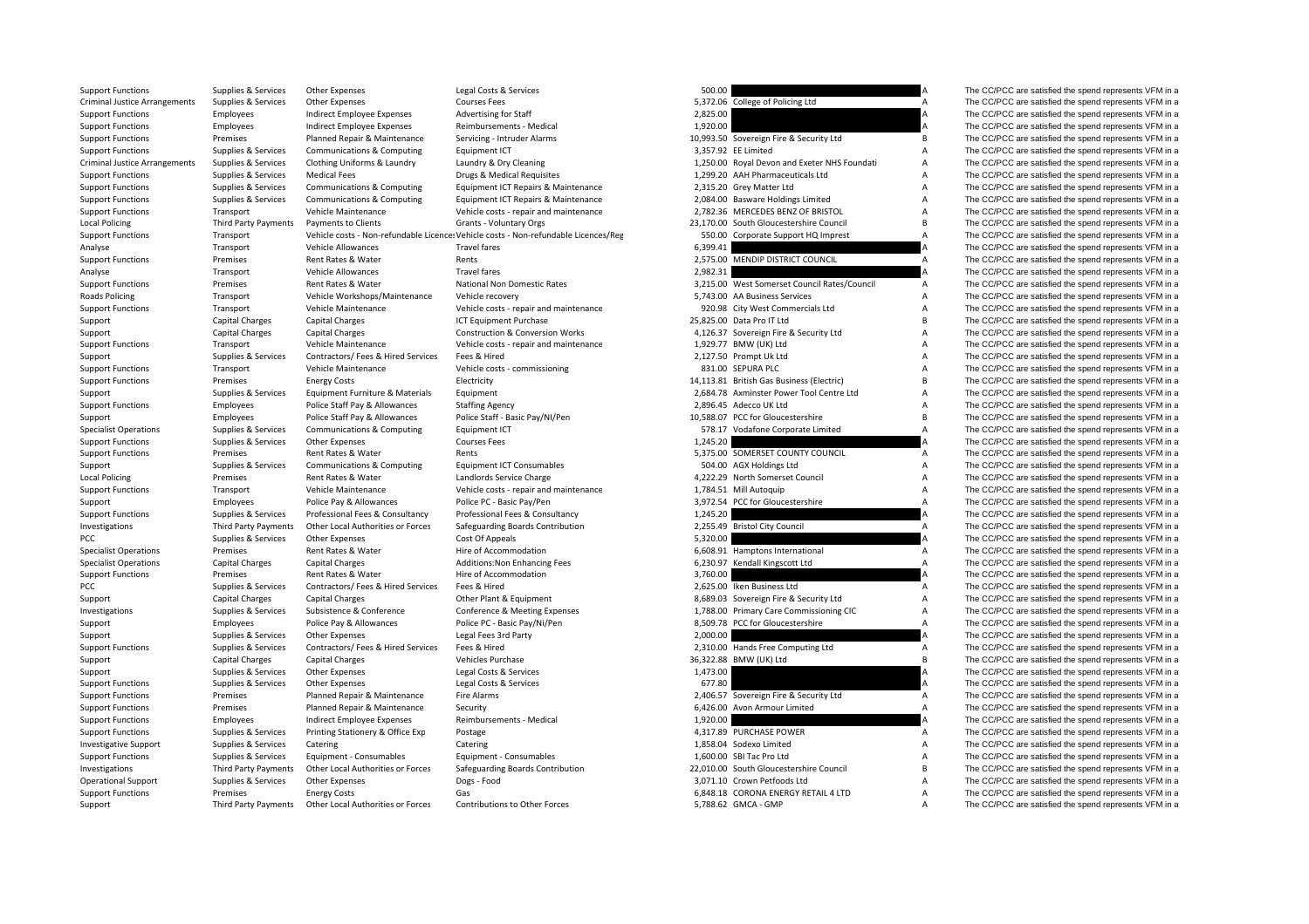| | | | | | | | |
|---|---|---|---|---|---|---|---|
| Support Functions | Supplies & Services | Other Expenses | Legal Costs & Services | 500.00 | | A | The CC/PCC are satisfied the spend represents VFM in a |
| Criminal Justice Arrangements | Supplies & Services | Other Expenses | Courses Fees | 5,372.06 | College of Policing Ltd | A | The CC/PCC are satisfied the spend represents VFM in a |
| Support Functions | Employees | Indirect Employee Expenses | Advertising for Staff | 2,825.00 | | A | The CC/PCC are satisfied the spend represents VFM in a |
| Support Functions | Employees | Indirect Employee Expenses | Reimbursements - Medical | 1,920.00 | | A | The CC/PCC are satisfied the spend represents VFM in a |
| Support Functions | Premises | Planned Repair & Maintenance | Servicing - Intruder Alarms | 10,993.50 | Sovereign Fire & Security Ltd | B | The CC/PCC are satisfied the spend represents VFM in a |
| Support Functions | Supplies & Services | Communications & Computing | Equipment ICT | 3,357.92 | EE Limited | A | The CC/PCC are satisfied the spend represents VFM in a |
| Criminal Justice Arrangements | Supplies & Services | Clothing Uniforms & Laundry | Laundry & Dry Cleaning | 1,250.00 | Royal Devon and Exeter NHS Foundati | A | The CC/PCC are satisfied the spend represents VFM in a |
| Support Functions | Supplies & Services | Medical Fees | Drugs & Medical Requisites | 1,299.20 | AAH Pharmaceuticals Ltd | A | The CC/PCC are satisfied the spend represents VFM in a |
| Support Functions | Supplies & Services | Communications & Computing | Equipment ICT Repairs & Maintenance | 2,315.20 | Grey Matter Ltd | A | The CC/PCC are satisfied the spend represents VFM in a |
| Support Functions | Supplies & Services | Communications & Computing | Equipment ICT Repairs & Maintenance | 2,084.00 | Basware Holdings Limited | A | The CC/PCC are satisfied the spend represents VFM in a |
| Support Functions | Transport | Vehicle Maintenance | Vehicle costs - repair and maintenance | 2,782.36 | MERCEDES BENZ OF BRISTOL | A | The CC/PCC are satisfied the spend represents VFM in a |
| Local Policing | Third Party Payments | Payments to Clients | Grants - Voluntary Orgs | 23,170.00 | South Gloucestershire Council | B | The CC/PCC are satisfied the spend represents VFM in a |
| Support Functions | Transport | Vehicle costs - Non-refundable Licences | Vehicle costs - Non-refundable Licences/Reg | 550.00 | Corporate Support HQ Imprest | A | The CC/PCC are satisfied the spend represents VFM in a |
| Analyse | Transport | Vehicle Allowances | Travel fares | 6,399.41 | | A | The CC/PCC are satisfied the spend represents VFM in a |
| Support Functions | Premises | Rent Rates & Water | Rents | 2,575.00 | MENDIP DISTRICT COUNCIL | A | The CC/PCC are satisfied the spend represents VFM in a |
| Analyse | Transport | Vehicle Allowances | Travel fares | 2,982.31 | | A | The CC/PCC are satisfied the spend represents VFM in a |
| Support Functions | Premises | Rent Rates & Water | National Non Domestic Rates | 3,215.00 | West Somerset Council Rates/Council | A | The CC/PCC are satisfied the spend represents VFM in a |
| Roads Policing | Transport | Vehicle Workshops/Maintenance | Vehicle recovery | 5,743.00 | AA Business Services | A | The CC/PCC are satisfied the spend represents VFM in a |
| Support Functions | Transport | Vehicle Maintenance | Vehicle costs - repair and maintenance | 920.98 | City West Commercials Ltd | A | The CC/PCC are satisfied the spend represents VFM in a |
| Support | Capital Charges | Capital Charges | ICT Equipment Purchase | 25,825.00 | Data Pro IT Ltd | B | The CC/PCC are satisfied the spend represents VFM in a |
| Support | Capital Charges | Capital Charges | Construction & Conversion Works | 4,126.37 | Sovereign Fire & Security Ltd | A | The CC/PCC are satisfied the spend represents VFM in a |
| Support Functions | Transport | Vehicle Maintenance | Vehicle costs - repair and maintenance | 1,929.77 | BMW (UK) Ltd | A | The CC/PCC are satisfied the spend represents VFM in a |
| Support | Supplies & Services | Contractors/ Fees & Hired Services | Fees & Hired | 2,127.50 | Prompt Uk Ltd | A | The CC/PCC are satisfied the spend represents VFM in a |
| Support Functions | Transport | Vehicle Maintenance | Vehicle costs - commissioning | 831.00 | SEPURA PLC | A | The CC/PCC are satisfied the spend represents VFM in a |
| Support Functions | Premises | Energy Costs | Electricity | 14,113.81 | British Gas Business (Electric) | B | The CC/PCC are satisfied the spend represents VFM in a |
| Support | Supplies & Services | Equipment Furniture & Materials | Equipment | 2,684.78 | Axminster Power Tool Centre Ltd | A | The CC/PCC are satisfied the spend represents VFM in a |
| Support Functions | Employees | Police Staff Pay & Allowances | Staffing Agency | 2,896.45 | Adecco UK Ltd | A | The CC/PCC are satisfied the spend represents VFM in a |
| Support | Employees | Police Staff Pay & Allowances | Police Staff - Basic Pay/NI/Pen | 10,588.07 | PCC for Gloucestershire | B | The CC/PCC are satisfied the spend represents VFM in a |
| Specialist Operations | Supplies & Services | Communications & Computing | Equipment ICT | 578.17 | Vodafone Corporate Limited | A | The CC/PCC are satisfied the spend represents VFM in a |
| Support Functions | Supplies & Services | Other Expenses | Courses Fees | 1,245.20 | | A | The CC/PCC are satisfied the spend represents VFM in a |
| Support Functions | Premises | Rent Rates & Water | Rents | 5,375.00 | SOMERSET COUNTY COUNCIL | A | The CC/PCC are satisfied the spend represents VFM in a |
| Support | Supplies & Services | Communications & Computing | Equipment ICT Consumables | 504.00 | AGX Holdings Ltd | A | The CC/PCC are satisfied the spend represents VFM in a |
| Local Policing | Premises | Rent Rates & Water | Landlords Service Charge | 4,222.29 | North Somerset Council | A | The CC/PCC are satisfied the spend represents VFM in a |
| Support Functions | Transport | Vehicle Maintenance | Vehicle costs - repair and maintenance | 1,784.51 | Mill Autoquip | A | The CC/PCC are satisfied the spend represents VFM in a |
| Support | Employees | Police Pay & Allowances | Police PC - Basic Pay/Pen | 3,972.54 | PCC for Gloucestershire | A | The CC/PCC are satisfied the spend represents VFM in a |
| Support Functions | Supplies & Services | Professional Fees & Consultancy | Professional Fees & Consultancy | 1,245.20 | | A | The CC/PCC are satisfied the spend represents VFM in a |
| Investigations | Third Party Payments | Other Local Authorities or Forces | Safeguarding Boards Contribution | 2,255.49 | Bristol City Council | A | The CC/PCC are satisfied the spend represents VFM in a |
| PCC | Supplies & Services | Other Expenses | Cost Of Appeals | 5,320.00 | | A | The CC/PCC are satisfied the spend represents VFM in a |
| Specialist Operations | Premises | Rent Rates & Water | Hire of Accommodation | 6,608.91 | Hamptons International | A | The CC/PCC are satisfied the spend represents VFM in a |
| Specialist Operations | Capital Charges | Capital Charges | Additions:Non Enhancing Fees | 6,230.97 | Kendall Kingscott Ltd | A | The CC/PCC are satisfied the spend represents VFM in a |
| Support Functions | Premises | Rent Rates & Water | Hire of Accommodation | 3,760.00 | | A | The CC/PCC are satisfied the spend represents VFM in a |
| PCC | Supplies & Services | Contractors/ Fees & Hired Services | Fees & Hired | 2,625.00 | Iken Business Ltd | A | The CC/PCC are satisfied the spend represents VFM in a |
| Support | Capital Charges | Capital Charges | Other Plant & Equipment | 8,689.03 | Sovereign Fire & Security Ltd | A | The CC/PCC are satisfied the spend represents VFM in a |
| Investigations | Supplies & Services | Subsistence & Conference | Conference & Meeting Expenses | 1,788.00 | Primary Care Commissioning CIC | A | The CC/PCC are satisfied the spend represents VFM in a |
| Support | Employees | Police Pay & Allowances | Police PC - Basic Pay/Ni/Pen | 8,509.78 | PCC for Gloucestershire | A | The CC/PCC are satisfied the spend represents VFM in a |
| Support | Supplies & Services | Other Expenses | Legal Fees 3rd Party | 2,000.00 | | A | The CC/PCC are satisfied the spend represents VFM in a |
| Support Functions | Supplies & Services | Contractors/ Fees & Hired Services | Fees & Hired | 2,310.00 | Hands Free Computing Ltd | A | The CC/PCC are satisfied the spend represents VFM in a |
| Support | Capital Charges | Capital Charges | Vehicles Purchase | 36,322.88 | BMW (UK) Ltd | B | The CC/PCC are satisfied the spend represents VFM in a |
| Support | Supplies & Services | Other Expenses | Legal Costs & Services | 1,473.00 | | A | The CC/PCC are satisfied the spend represents VFM in a |
| Support Functions | Supplies & Services | Other Expenses | Legal Costs & Services | 677.80 | | A | The CC/PCC are satisfied the spend represents VFM in a |
| Support Functions | Premises | Planned Repair & Maintenance | Fire Alarms | 2,406.57 | Sovereign Fire & Security Ltd | A | The CC/PCC are satisfied the spend represents VFM in a |
| Support Functions | Premises | Planned Repair & Maintenance | Security | 6,426.00 | Avon Armour Limited | A | The CC/PCC are satisfied the spend represents VFM in a |
| Support Functions | Employees | Indirect Employee Expenses | Reimbursements - Medical | 1,920.00 | | A | The CC/PCC are satisfied the spend represents VFM in a |
| Support Functions | Supplies & Services | Printing Stationery & Office Exp | Postage | 4,317.89 | PURCHASE POWER | A | The CC/PCC are satisfied the spend represents VFM in a |
| Investigative Support | Supplies & Services | Catering | Catering | 1,858.04 | Sodexo Limited | A | The CC/PCC are satisfied the spend represents VFM in a |
| Support Functions | Supplies & Services | Equipment - Consumables | Equipment - Consumables | 1,600.00 | SBI Tac Pro Ltd | A | The CC/PCC are satisfied the spend represents VFM in a |
| Investigations | Third Party Payments | Other Local Authorities or Forces | Safeguarding Boards Contribution | 22,010.00 | South Gloucestershire Council | B | The CC/PCC are satisfied the spend represents VFM in a |
| Operational Support | Supplies & Services | Other Expenses | Dogs - Food | 3,071.10 | Crown Petfoods Ltd | A | The CC/PCC are satisfied the spend represents VFM in a |
| Support Functions | Premises | Energy Costs | Gas | 6,848.18 | CORONA ENERGY RETAIL 4 LTD | A | The CC/PCC are satisfied the spend represents VFM in a |
| Support | Third Party Payments | Other Local Authorities or Forces | Contributions to Other Forces | 5,788.62 | GMCA - GMP | A | The CC/PCC are satisfied the spend represents VFM in a |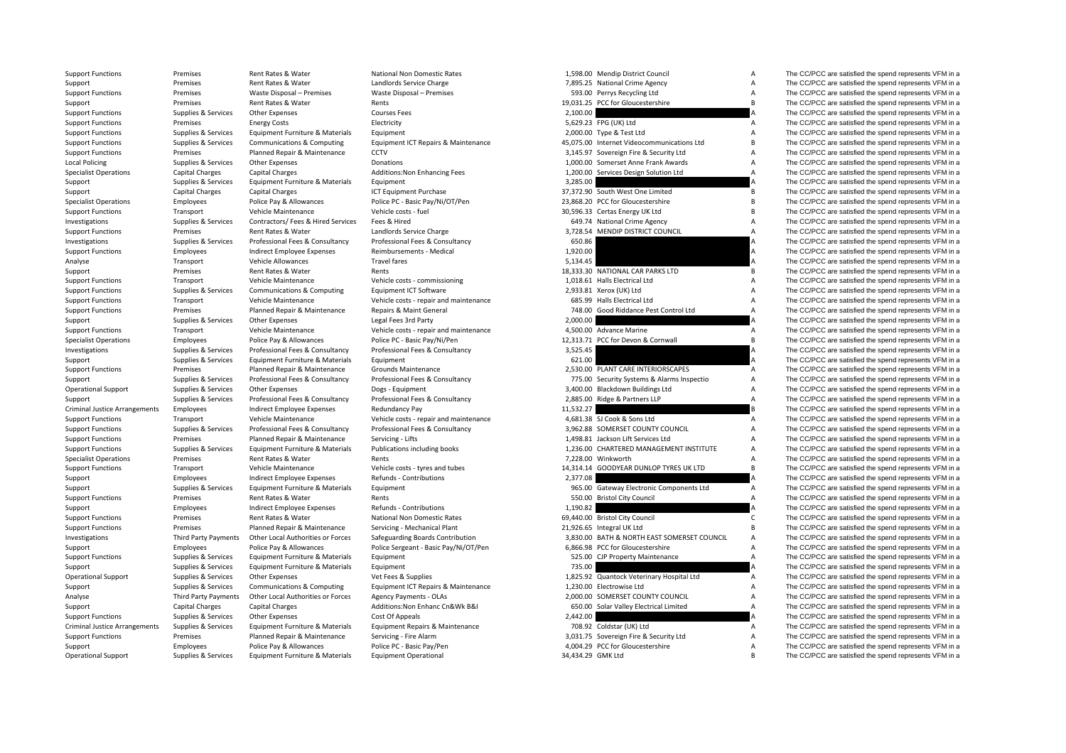| | | | | | | | |
|---|---|---|---|---|---|---|---|
| Support Functions | Premises | Rent Rates & Water | National Non Domestic Rates | 1,598.00 | Mendip District Council | A | The CC/PCC are satisfied the spend represents VFM in a |
| Support | Premises | Rent Rates & Water | Landlords Service Charge | 7,895.25 | National Crime Agency | A | The CC/PCC are satisfied the spend represents VFM in a |
| Support Functions | Premises | Waste Disposal – Premises | Waste Disposal – Premises | 593.00 | Perrys Recycling Ltd | A | The CC/PCC are satisfied the spend represents VFM in a |
| Support | Premises | Rent Rates & Water | Rents | 19,031.25 | PCC for Gloucestershire | B | The CC/PCC are satisfied the spend represents VFM in a |
| Support Functions | Supplies & Services | Other Expenses | Courses Fees | 2,100.00 | | A | The CC/PCC are satisfied the spend represents VFM in a |
| Support Functions | Premises | Energy Costs | Electricity | 5,629.23 | FPG (UK) Ltd | A | The CC/PCC are satisfied the spend represents VFM in a |
| Support Functions | Supplies & Services | Equipment Furniture & Materials | Equipment | 2,000.00 | Type & Test Ltd | A | The CC/PCC are satisfied the spend represents VFM in a |
| Support Functions | Supplies & Services | Communications & Computing | Equipment ICT Repairs & Maintenance | 45,075.00 | Internet Videocommunications Ltd | B | The CC/PCC are satisfied the spend represents VFM in a |
| Support Functions | Premises | Planned Repair & Maintenance | CCTV | 3,145.97 | Sovereign Fire & Security Ltd | A | The CC/PCC are satisfied the spend represents VFM in a |
| Local Policing | Supplies & Services | Other Expenses | Donations | 1,000.00 | Somerset Anne Frank Awards | A | The CC/PCC are satisfied the spend represents VFM in a |
| Specialist Operations | Capital Charges | Capital Charges | Additions:Non Enhancing Fees | 1,200.00 | Services Design Solution Ltd | A | The CC/PCC are satisfied the spend represents VFM in a |
| Support | Supplies & Services | Equipment Furniture & Materials | Equipment | 3,285.00 | | A | The CC/PCC are satisfied the spend represents VFM in a |
| Support | Capital Charges | Capital Charges | ICT Equipment Purchase | 37,372.90 | South West One Limited | B | The CC/PCC are satisfied the spend represents VFM in a |
| Specialist Operations | Employees | Police Pay & Allowances | Police PC - Basic Pay/Ni/OT/Pen | 23,868.20 | PCC for Gloucestershire | B | The CC/PCC are satisfied the spend represents VFM in a |
| Support Functions | Transport | Vehicle Maintenance | Vehicle costs - fuel | 30,596.33 | Certas Energy UK Ltd | B | The CC/PCC are satisfied the spend represents VFM in a |
| Investigations | Supplies & Services | Contractors/ Fees & Hired Services | Fees & Hired | 649.74 | National Crime Agency | A | The CC/PCC are satisfied the spend represents VFM in a |
| Support Functions | Premises | Rent Rates & Water | Landlords Service Charge | 3,728.54 | MENDIP DISTRICT COUNCIL | A | The CC/PCC are satisfied the spend represents VFM in a |
| Investigations | Supplies & Services | Professional Fees & Consultancy | Professional Fees & Consultancy | 650.86 | | A | The CC/PCC are satisfied the spend represents VFM in a |
| Support Functions | Employees | Indirect Employee Expenses | Reimbursements - Medical | 1,920.00 | | A | The CC/PCC are satisfied the spend represents VFM in a |
| Analyse | Transport | Vehicle Allowances | Travel fares | 5,134.45 | | A | The CC/PCC are satisfied the spend represents VFM in a |
| Support | Premises | Rent Rates & Water | Rents | 18,333.30 | NATIONAL CAR PARKS LTD | B | The CC/PCC are satisfied the spend represents VFM in a |
| Support Functions | Transport | Vehicle Maintenance | Vehicle costs - commissioning | 1,018.61 | Halls Electrical Ltd | A | The CC/PCC are satisfied the spend represents VFM in a |
| Support Functions | Supplies & Services | Communications & Computing | Equipment ICT Software | 2,933.81 | Xerox (UK) Ltd | A | The CC/PCC are satisfied the spend represents VFM in a |
| Support Functions | Transport | Vehicle Maintenance | Vehicle costs - repair and maintenance | 685.99 | Halls Electrical Ltd | A | The CC/PCC are satisfied the spend represents VFM in a |
| Support Functions | Premises | Planned Repair & Maintenance | Repairs & Maint General | 748.00 | Good Riddance Pest Control Ltd | A | The CC/PCC are satisfied the spend represents VFM in a |
| Support | Supplies & Services | Other Expenses | Legal Fees 3rd Party | 2,000.00 | | A | The CC/PCC are satisfied the spend represents VFM in a |
| Support Functions | Transport | Vehicle Maintenance | Vehicle costs - repair and maintenance | 4,500.00 | Advance Marine | A | The CC/PCC are satisfied the spend represents VFM in a |
| Specialist Operations | Employees | Police Pay & Allowances | Police PC - Basic Pay/Ni/Pen | 12,313.71 | PCC for Devon & Cornwall | B | The CC/PCC are satisfied the spend represents VFM in a |
| Investigations | Supplies & Services | Professional Fees & Consultancy | Professional Fees & Consultancy | 3,525.45 | | A | The CC/PCC are satisfied the spend represents VFM in a |
| Support | Supplies & Services | Equipment Furniture & Materials | Equipment | 621.00 | | A | The CC/PCC are satisfied the spend represents VFM in a |
| Support Functions | Premises | Planned Repair & Maintenance | Grounds Maintenance | 2,530.00 | PLANT CARE INTERIORSCAPES | A | The CC/PCC are satisfied the spend represents VFM in a |
| Support | Supplies & Services | Professional Fees & Consultancy | Professional Fees & Consultancy | 775.00 | Security Systems & Alarms Inspectio | A | The CC/PCC are satisfied the spend represents VFM in a |
| Operational Support | Supplies & Services | Other Expenses | Dogs - Equipment | 3,400.00 | Blackdown Buildings Ltd | A | The CC/PCC are satisfied the spend represents VFM in a |
| Support | Supplies & Services | Professional Fees & Consultancy | Professional Fees & Consultancy | 2,885.00 | Ridge & Partners LLP | A | The CC/PCC are satisfied the spend represents VFM in a |
| Criminal Justice Arrangements | Employees | Indirect Employee Expenses | Redundancy Pay | 11,532.27 | | B | The CC/PCC are satisfied the spend represents VFM in a |
| Support Functions | Transport | Vehicle Maintenance | Vehicle costs - repair and maintenance | 4,681.38 | SJ Cook & Sons Ltd | A | The CC/PCC are satisfied the spend represents VFM in a |
| Support Functions | Supplies & Services | Professional Fees & Consultancy | Professional Fees & Consultancy | 3,962.88 | SOMERSET COUNTY COUNCIL | A | The CC/PCC are satisfied the spend represents VFM in a |
| Support Functions | Premises | Planned Repair & Maintenance | Servicing - Lifts | 1,498.81 | Jackson Lift Services Ltd | A | The CC/PCC are satisfied the spend represents VFM in a |
| Support Functions | Supplies & Services | Equipment Furniture & Materials | Publications including books | 1,236.00 | CHARTERED MANAGEMENT INSTITUTE | A | The CC/PCC are satisfied the spend represents VFM in a |
| Specialist Operations | Premises | Rent Rates & Water | Rents | 7,228.00 | Winkworth | A | The CC/PCC are satisfied the spend represents VFM in a |
| Support Functions | Transport | Vehicle Maintenance | Vehicle costs - tyres and tubes | 14,314.14 | GOODYEAR DUNLOP TYRES UK LTD | B | The CC/PCC are satisfied the spend represents VFM in a |
| Support | Employees | Indirect Employee Expenses | Refunds - Contributions | 2,377.08 | | A | The CC/PCC are satisfied the spend represents VFM in a |
| Support | Supplies & Services | Equipment Furniture & Materials | Equipment | 965.00 | Gateway Electronic Components Ltd | A | The CC/PCC are satisfied the spend represents VFM in a |
| Support Functions | Premises | Rent Rates & Water | Rents | 550.00 | Bristol City Council | A | The CC/PCC are satisfied the spend represents VFM in a |
| Support | Employees | Indirect Employee Expenses | Refunds - Contributions | 1,190.82 | | A | The CC/PCC are satisfied the spend represents VFM in a |
| Support Functions | Premises | Rent Rates & Water | National Non Domestic Rates | 69,440.00 | Bristol City Council | C | The CC/PCC are satisfied the spend represents VFM in a |
| Support Functions | Premises | Planned Repair & Maintenance | Servicing - Mechanical Plant | 21,926.65 | Integral UK Ltd | B | The CC/PCC are satisfied the spend represents VFM in a |
| Investigations | Third Party Payments | Other Local Authorities or Forces | Safeguarding Boards Contribution | 3,830.00 | BATH & NORTH EAST SOMERSET COUNCIL | A | The CC/PCC are satisfied the spend represents VFM in a |
| Support | Employees | Police Pay & Allowances | Police Sergeant - Basic Pay/Ni/OT/Pen | 6,866.98 | PCC for Gloucestershire | A | The CC/PCC are satisfied the spend represents VFM in a |
| Support Functions | Supplies & Services | Equipment Furniture & Materials | Equipment | 525.00 | CJP Property Maintenance | A | The CC/PCC are satisfied the spend represents VFM in a |
| Support | Supplies & Services | Equipment Furniture & Materials | Equipment | 735.00 | | A | The CC/PCC are satisfied the spend represents VFM in a |
| Operational Support | Supplies & Services | Other Expenses | Vet Fees & Supplies | 1,825.92 | Quantock Veterinary Hospital Ltd | A | The CC/PCC are satisfied the spend represents VFM in a |
| Support | Supplies & Services | Communications & Computing | Equipment ICT Repairs & Maintenance | 1,230.00 | Electrowise Ltd | A | The CC/PCC are satisfied the spend represents VFM in a |
| Analyse | Third Party Payments | Other Local Authorities or Forces | Agency Payments - OLAs | 2,000.00 | SOMERSET COUNTY COUNCIL | A | The CC/PCC are satisfied the spend represents VFM in a |
| Support | Capital Charges | Capital Charges | Additions:Non Enhanc Cn&Wk B&I | 650.00 | Solar Valley Electrical Limited | A | The CC/PCC are satisfied the spend represents VFM in a |
| Support Functions | Supplies & Services | Other Expenses | Cost Of Appeals | 2,442.00 | | A | The CC/PCC are satisfied the spend represents VFM in a |
| Criminal Justice Arrangements | Supplies & Services | Equipment Furniture & Materials | Equipment Repairs & Maintenance | 708.92 | Coldstar (UK) Ltd | A | The CC/PCC are satisfied the spend represents VFM in a |
| Support Functions | Premises | Planned Repair & Maintenance | Servicing - Fire Alarm | 3,031.75 | Sovereign Fire & Security Ltd | A | The CC/PCC are satisfied the spend represents VFM in a |
| Support | Employees | Police Pay & Allowances | Police PC - Basic Pay/Pen | 4,004.29 | PCC for Gloucestershire | A | The CC/PCC are satisfied the spend represents VFM in a |
| Operational Support | Supplies & Services | Equipment Furniture & Materials | Equipment Operational | 34,434.29 | GMK Ltd | B | The CC/PCC are satisfied the spend represents VFM in a |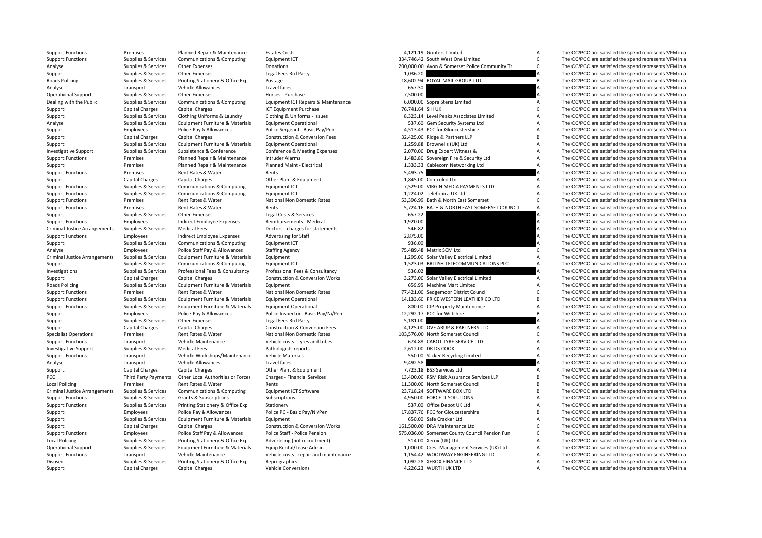| | | | | | | | |
|---|---|---|---|---|---|---|---|
| Support Functions | Premises | Planned Repair & Maintenance | Estates Costs | 4,121.19 | Grinters Limited | A | The CC/PCC are satisfied the spend represents VFM in a |
| Support Functions | Supplies & Services | Communications & Computing | Equipment ICT | 334,746.42 | South West One Limited | C | The CC/PCC are satisfied the spend represents VFM in a |
| Analyse | Supplies & Services | Other Expenses | Donations | 200,000.00 | Avon & Somerset Police Community Tr | C | The CC/PCC are satisfied the spend represents VFM in a |
| Support | Supplies & Services | Other Expenses | Legal Fees 3rd Party | 1,036.20 | | A | The CC/PCC are satisfied the spend represents VFM in a |
| Roads Policing | Supplies & Services | Printing Stationery & Office Exp | Postage | 18,602.94 | ROYAL MAIL GROUP LTD | B | The CC/PCC are satisfied the spend represents VFM in a |
| Analyse | Transport | Vehicle Allowances | Travel fares | - 657.30 | | A | The CC/PCC are satisfied the spend represents VFM in a |
| Operational Support | Supplies & Services | Other Expenses | Horses - Purchase | 7,500.00 | | A | The CC/PCC are satisfied the spend represents VFM in a |
| Dealing with the Public | Supplies & Services | Communications & Computing | Equipment ICT Repairs & Maintenance | 6,000.00 | Sopra Steria Limited | A | The CC/PCC are satisfied the spend represents VFM in a |
| Support | Capital Charges | Capital Charges | ICT Equipment Purchase | 76,741.64 | SHI UK | C | The CC/PCC are satisfied the spend represents VFM in a |
| Support | Supplies & Services | Clothing Uniforms & Laundry | Clothing & Uniforms - Issues | 8,323.14 | Level Peaks Associates Limited | A | The CC/PCC are satisfied the spend represents VFM in a |
| Analyse | Supplies & Services | Equipment Furniture & Materials | Equipment Operational | 537.60 | Gem Security Systems Ltd | A | The CC/PCC are satisfied the spend represents VFM in a |
| Support | Employees | Police Pay & Allowances | Police Sergeant - Basic Pay/Pen | 4,513.43 | PCC for Gloucestershire | A | The CC/PCC are satisfied the spend represents VFM in a |
| Support | Capital Charges | Capital Charges | Construction & Conversion Fees | 32,425.00 | Ridge & Partners LLP | B | The CC/PCC are satisfied the spend represents VFM in a |
| Support | Supplies & Services | Equipment Furniture & Materials | Equipment Operational | 1,259.88 | Brownells (UK) Ltd | A | The CC/PCC are satisfied the spend represents VFM in a |
| Investigative Support | Supplies & Services | Subsistence & Conference | Conference & Meeting Expenses | 2,070.00 | Drug Expert Witness & | A | The CC/PCC are satisfied the spend represents VFM in a |
| Support Functions | Premises | Planned Repair & Maintenance | Intruder Alarms | 1,483.80 | Sovereign Fire & Security Ltd | A | The CC/PCC are satisfied the spend represents VFM in a |
| Support | Premises | Planned Repair & Maintenance | Planned Maint - Electrical | 1,333.33 | Cablecom Networking Ltd | A | The CC/PCC are satisfied the spend represents VFM in a |
| Support Functions | Premises | Rent Rates & Water | Rents | 5,493.75 | | A | The CC/PCC are satisfied the spend represents VFM in a |
| Support | Capital Charges | Capital Charges | Other Plant & Equipment | 1,845.00 | Controlco Ltd | A | The CC/PCC are satisfied the spend represents VFM in a |
| Support Functions | Supplies & Services | Communications & Computing | Equipment ICT | 7,529.00 | VIRGIN MEDIA PAYMENTS LTD | A | The CC/PCC are satisfied the spend represents VFM in a |
| Support Functions | Supplies & Services | Communications & Computing | Equipment ICT | 1,224.02 | Telefonica UK Ltd | A | The CC/PCC are satisfied the spend represents VFM in a |
| Support Functions | Premises | Rent Rates & Water | National Non Domestic Rates | 53,396.99 | Bath & North East Somerset | C | The CC/PCC are satisfied the spend represents VFM in a |
| Support Functions | Premises | Rent Rates & Water | Rents | 5,724.16 | BATH & NORTH EAST SOMERSET COUNCIL | A | The CC/PCC are satisfied the spend represents VFM in a |
| Support | Supplies & Services | Other Expenses | Legal Costs & Services | 657.22 | | A | The CC/PCC are satisfied the spend represents VFM in a |
| Support Functions | Employees | Indirect Employee Expenses | Reimbursements - Medical | 1,920.00 | | A | The CC/PCC are satisfied the spend represents VFM in a |
| Criminal Justice Arrangements | Supplies & Services | Medical Fees | Doctors - charges for statements | 546.82 | | A | The CC/PCC are satisfied the spend represents VFM in a |
| Support Functions | Employees | Indirect Employee Expenses | Advertising for Staff | 2,875.00 | | A | The CC/PCC are satisfied the spend represents VFM in a |
| Support | Supplies & Services | Communications & Computing | Equipment ICT | 936.00 | | A | The CC/PCC are satisfied the spend represents VFM in a |
| Analyse | Employees | Police Staff Pay & Allowances | Staffing Agency | 75,489.48 | Matrix SCM Ltd | C | The CC/PCC are satisfied the spend represents VFM in a |
| Criminal Justice Arrangements | Supplies & Services | Equipment Furniture & Materials | Equipment | 1,295.00 | Solar Valley Electrical Limited | A | The CC/PCC are satisfied the spend represents VFM in a |
| Support | Supplies & Services | Communications & Computing | Equipment ICT | 1,523.03 | BRITISH TELECOMMUNICATIONS PLC | A | The CC/PCC are satisfied the spend represents VFM in a |
| Investigations | Supplies & Services | Professional Fees & Consultancy | Professional Fees & Consultancy | 536.02 | | A | The CC/PCC are satisfied the spend represents VFM in a |
| Support | Capital Charges | Capital Charges | Construction & Conversion Works | 3,273.00 | Solar Valley Electrical Limited | A | The CC/PCC are satisfied the spend represents VFM in a |
| Roads Policing | Supplies & Services | Equipment Furniture & Materials | Equipment | 659.95 | Machine Mart Limited | A | The CC/PCC are satisfied the spend represents VFM in a |
| Support Functions | Premises | Rent Rates & Water | National Non Domestic Rates | 77,421.00 | Sedgemoor District Council | C | The CC/PCC are satisfied the spend represents VFM in a |
| Support Functions | Supplies & Services | Equipment Furniture & Materials | Equipment Operational | 14,133.60 | PRICE WESTERN LEATHER CO LTD | B | The CC/PCC are satisfied the spend represents VFM in a |
| Support Functions | Supplies & Services | Equipment Furniture & Materials | Equipment Operational | 800.00 | CJP Property Maintenance | A | The CC/PCC are satisfied the spend represents VFM in a |
| Support | Employees | Police Pay & Allowances | Police Inspector - Basic Pay/Ni/Pen | 12,292.17 | PCC for Wiltshire | B | The CC/PCC are satisfied the spend represents VFM in a |
| Support | Supplies & Services | Other Expenses | Legal Fees 3rd Party | 5,181.00 | | A | The CC/PCC are satisfied the spend represents VFM in a |
| Support | Capital Charges | Capital Charges | Construction & Conversion Fees | 4,125.00 | OVE ARUP & PARTNERS LTD | A | The CC/PCC are satisfied the spend represents VFM in a |
| Specialist Operations | Premises | Rent Rates & Water | National Non Domestic Rates | 103,576.00 | North Somerset Council | C | The CC/PCC are satisfied the spend represents VFM in a |
| Support Functions | Transport | Vehicle Maintenance | Vehicle costs - tyres and tubes | 674.88 | CABOT TYRE SERVICE LTD | A | The CC/PCC are satisfied the spend represents VFM in a |
| Investigative Support | Supplies & Services | Medical Fees | Pathologists reports | 2,612.00 | DR DS COOK | A | The CC/PCC are satisfied the spend represents VFM in a |
| Support Functions | Transport | Vehicle Workshops/Maintenance | Vehicle Materials | 550.00 | Slicker Recycling Limited | A | The CC/PCC are satisfied the spend represents VFM in a |
| Analyse | Transport | Vehicle Allowances | Travel fares | 9,492.58 | | A | The CC/PCC are satisfied the spend represents VFM in a |
| Support | Capital Charges | Capital Charges | Other Plant & Equipment | 7,723.18 | BS3 Services Ltd | A | The CC/PCC are satisfied the spend represents VFM in a |
| PCC | Third Party Payments | Other Local Authorities or Forces | Charges - Financial Services | 13,400.00 | RSM Risk Assurance Services LLP | B | The CC/PCC are satisfied the spend represents VFM in a |
| Local Policing | Premises | Rent Rates & Water | Rents | 11,300.00 | North Somerset Council | B | The CC/PCC are satisfied the spend represents VFM in a |
| Criminal Justice Arrangements | Supplies & Services | Communications & Computing | Equipment ICT Software | 23,718.24 | SOFTWARE BOX LTD | B | The CC/PCC are satisfied the spend represents VFM in a |
| Support Functions | Supplies & Services | Grants & Subscriptions | Subscriptions | 4,950.00 | FORCE IT SOLUTIONS | A | The CC/PCC are satisfied the spend represents VFM in a |
| Support Functions | Supplies & Services | Printing Stationery & Office Exp | Stationery | 537.00 | Office Depot UK Ltd | A | The CC/PCC are satisfied the spend represents VFM in a |
| Support | Employees | Police Pay & Allowances | Police PC - Basic Pay/NI/Pen | 17,837.76 | PCC for Gloucestershire | B | The CC/PCC are satisfied the spend represents VFM in a |
| Support | Supplies & Services | Equipment Furniture & Materials | Equipment | 650.00 | Safe Cracker Ltd | A | The CC/PCC are satisfied the spend represents VFM in a |
| Support | Capital Charges | Capital Charges | Construction & Conversion Works | 161,500.00 | DRA Maintenance Ltd | C | The CC/PCC are satisfied the spend represents VFM in a |
| Support Functions | Employees | Police Staff Pay & Allowances | Police Staff - Police Pension | 575,036.00 | Somerset County Council Pension Fun | C | The CC/PCC are satisfied the spend represents VFM in a |
| Local Policing | Supplies & Services | Printing Stationery & Office Exp | Advertising (not recruitment) | 514.00 | Xerox (UK) Ltd | A | The CC/PCC are satisfied the spend represents VFM in a |
| Operational Support | Supplies & Services | Equipment Furniture & Materials | Equip Rental/Lease Admin | 1,000.00 | Crest Management Services (UK) Ltd | A | The CC/PCC are satisfied the spend represents VFM in a |
| Support Functions | Transport | Vehicle Maintenance | Vehicle costs - repair and maintenance | 1,154.42 | WOODWAY ENGINEERING LTD | A | The CC/PCC are satisfied the spend represents VFM in a |
| Disused | Supplies & Services | Printing Stationery & Office Exp | Reprographics | 1,092.28 | XEROX FINANCE LTD | A | The CC/PCC are satisfied the spend represents VFM in a |
| Support | Capital Charges | Capital Charges | Vehicle Conversions | 4,226.23 | WURTH UK LTD | A | The CC/PCC are satisfied the spend represents VFM in a |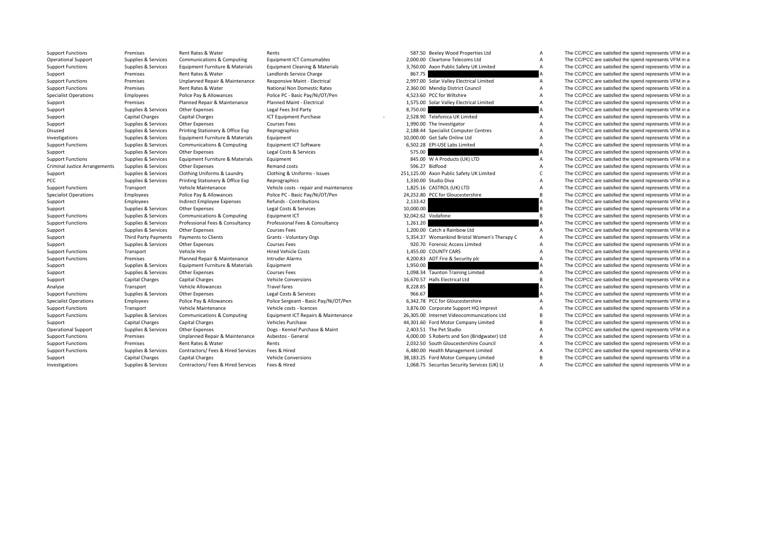| | | | | | | | | |
|---|---|---|---|---|---|---|---|---|
| Support Functions | Premises | Rent Rates & Water | Rents | | 587.50 | Beeley Wood Properties Ltd | A | The CC/PCC are satisfied the spend represents VFM in a |
| Operational Support | Supplies & Services | Communications & Computing | Equipment ICT Consumables | | 2,000.00 | Cleartone Telecoms Ltd | A | The CC/PCC are satisfied the spend represents VFM in a |
| Support Functions | Supplies & Services | Equipment Furniture & Materials | Equipment Cleaning & Materials | | 3,760.00 | Axon Public Safety UK Limited | A | The CC/PCC are satisfied the spend represents VFM in a |
| Support | Premises | Rent Rates & Water | Landlords Service Charge | | 867.75 | | A | The CC/PCC are satisfied the spend represents VFM in a |
| Support Functions | Premises | Unplanned Repair & Maintenance | Responsive Maint - Electrical | | 2,997.00 | Solar Valley Electrical Limited | A | The CC/PCC are satisfied the spend represents VFM in a |
| Support Functions | Premises | Rent Rates & Water | National Non Domestic Rates | | 2,360.00 | Mendip District Council | A | The CC/PCC are satisfied the spend represents VFM in a |
| Specialist Operations | Employees | Police Pay & Allowances | Police PC - Basic Pay/Ni/OT/Pen | | 4,523.60 | PCC for Wiltshire | A | The CC/PCC are satisfied the spend represents VFM in a |
| Support | Premises | Planned Repair & Maintenance | Planned Maint - Electrical | | 1,575.00 | Solar Valley Electrical Limited | A | The CC/PCC are satisfied the spend represents VFM in a |
| Support | Supplies & Services | Other Expenses | Legal Fees 3rd Party | | 8,750.00 | | A | The CC/PCC are satisfied the spend represents VFM in a |
| Support | Capital Charges | Capital Charges | ICT Equipment Purchase | - | 2,528.90 | Telefonica UK Limited | A | The CC/PCC are satisfied the spend represents VFM in a |
| Support | Supplies & Services | Other Expenses | Courses Fees | | 1,990.00 | The Investigator | A | The CC/PCC are satisfied the spend represents VFM in a |
| Disused | Supplies & Services | Printing Stationery & Office Exp | Reprographics | | 2,188.44 | Specialist Computer Centres | A | The CC/PCC are satisfied the spend represents VFM in a |
| Investigations | Supplies & Services | Equipment Furniture & Materials | Equipment | | 10,000.00 | Get Safe Online Ltd | A | The CC/PCC are satisfied the spend represents VFM in a |
| Support Functions | Supplies & Services | Communications & Computing | Equipment ICT Software | | 6,502.28 | EPI-USE Labs Limited | A | The CC/PCC are satisfied the spend represents VFM in a |
| Support | Supplies & Services | Other Expenses | Legal Costs & Services | | 575.00 | | A | The CC/PCC are satisfied the spend represents VFM in a |
| Support Functions | Supplies & Services | Equipment Furniture & Materials | Equipment | | 845.00 | W A Products (UK) LTD | A | The CC/PCC are satisfied the spend represents VFM in a |
| Criminal Justice Arrangements | Supplies & Services | Other Expenses | Remand costs | | 596.27 | Bidfood | A | The CC/PCC are satisfied the spend represents VFM in a |
| Support | Supplies & Services | Clothing Uniforms & Laundry | Clothing & Uniforms - Issues | | 251,125.00 | Axon Public Safety UK Limited | C | The CC/PCC are satisfied the spend represents VFM in a |
| PCC | Supplies & Services | Printing Stationery & Office Exp | Reprographics | | 1,330.00 | Studio Diva | A | The CC/PCC are satisfied the spend represents VFM in a |
| Support Functions | Transport | Vehicle Maintenance | Vehicle costs - repair and maintenance | | 1,825.16 | CASTROL (UK) LTD | A | The CC/PCC are satisfied the spend represents VFM in a |
| Specialist Operations | Employees | Police Pay & Allowances | Police PC - Basic Pay/Ni/OT/Pen | | 24,252.80 | PCC for Gloucestershire | B | The CC/PCC are satisfied the spend represents VFM in a |
| Support | Employees | Indirect Employee Expenses | Refunds - Contributions | | 2,133.42 | | A | The CC/PCC are satisfied the spend represents VFM in a |
| Support | Supplies & Services | Other Expenses | Legal Costs & Services | | 10,000.00 | | B | The CC/PCC are satisfied the spend represents VFM in a |
| Support Functions | Supplies & Services | Communications & Computing | Equipment ICT | | 32,042.62 | Vodafone | B | The CC/PCC are satisfied the spend represents VFM in a |
| Support Functions | Supplies & Services | Professional Fees & Consultancy | Professional Fees & Consultancy | | 1,261.20 | | A | The CC/PCC are satisfied the spend represents VFM in a |
| Support | Supplies & Services | Other Expenses | Courses Fees | | 1,200.00 | Catch a Rainbow Ltd | A | The CC/PCC are satisfied the spend represents VFM in a |
| Support | Third Party Payments | Payments to Clients | Grants - Voluntary Orgs | | 5,354.37 | Womankind Bristol Women's Therapy C | A | The CC/PCC are satisfied the spend represents VFM in a |
| Support | Supplies & Services | Other Expenses | Courses Fees | | 920.70 | Forensic Access Limited | A | The CC/PCC are satisfied the spend represents VFM in a |
| Support Functions | Transport | Vehicle Hire | Hired Vehicle Costs | | 1,455.00 | COUNTY CARS | A | The CC/PCC are satisfied the spend represents VFM in a |
| Support Functions | Premises | Planned Repair & Maintenance | Intruder Alarms | | 4,200.83 | ADT Fire & Security plc | A | The CC/PCC are satisfied the spend represents VFM in a |
| Support | Supplies & Services | Equipment Furniture & Materials | Equipment | | 1,950.00 | | A | The CC/PCC are satisfied the spend represents VFM in a |
| Support | Supplies & Services | Other Expenses | Courses Fees | | 1,098.34 | Taunton Training Limited | A | The CC/PCC are satisfied the spend represents VFM in a |
| Support | Capital Charges | Capital Charges | Vehicle Conversions | | 16,670.57 | Halls Electrical Ltd | B | The CC/PCC are satisfied the spend represents VFM in a |
| Analyse | Transport | Vehicle Allowances | Travel fares | | 8,228.85 | | A | The CC/PCC are satisfied the spend represents VFM in a |
| Support Functions | Supplies & Services | Other Expenses | Legal Costs & Services | | 966.67 | | A | The CC/PCC are satisfied the spend represents VFM in a |
| Specialist Operations | Employees | Police Pay & Allowances | Police Sergeant - Basic Pay/Ni/OT/Pen | | 6,342.78 | PCC for Gloucestershire | A | The CC/PCC are satisfied the spend represents VFM in a |
| Support Functions | Transport | Vehicle Maintenance | Vehicle costs - licences | | 3,876.00 | Corporate Support HQ Imprest | A | The CC/PCC are satisfied the spend represents VFM in a |
| Support Functions | Supplies & Services | Communications & Computing | Equipment ICT Repairs & Maintenance | | 26,305.00 | Internet Videocommunications Ltd | B | The CC/PCC are satisfied the spend represents VFM in a |
| Support | Capital Charges | Capital Charges | Vehicles Purchase | | 44,301.60 | Ford Motor Company Limited | B | The CC/PCC are satisfied the spend represents VFM in a |
| Operational Support | Supplies & Services | Other Expenses | Dogs - Kennel Purchase & Maint | | 2,403.51 | The Pet Studio | A | The CC/PCC are satisfied the spend represents VFM in a |
| Support Functions | Premises | Unplanned Repair & Maintenance | Asbestos - General | | 4,000.00 | S Roberts and Son (Bridgwater) Ltd | A | The CC/PCC are satisfied the spend represents VFM in a |
| Support Functions | Premises | Rent Rates & Water | Rents | | 2,032.50 | South Gloucestershire Council | A | The CC/PCC are satisfied the spend represents VFM in a |
| Support Functions | Supplies & Services | Contractors/ Fees & Hired Services | Fees & Hired | | 6,480.00 | Health Management Limited | A | The CC/PCC are satisfied the spend represents VFM in a |
| Support | Capital Charges | Capital Charges | Vehicle Conversions | | 38,183.25 | Ford Motor Company Limited | B | The CC/PCC are satisfied the spend represents VFM in a |
| Investigations | Supplies & Services | Contractors/ Fees & Hired Services | Fees & Hired | | 1,068.75 | Securitas Security Services (UK) Lt | A | The CC/PCC are satisfied the spend represents VFM in a |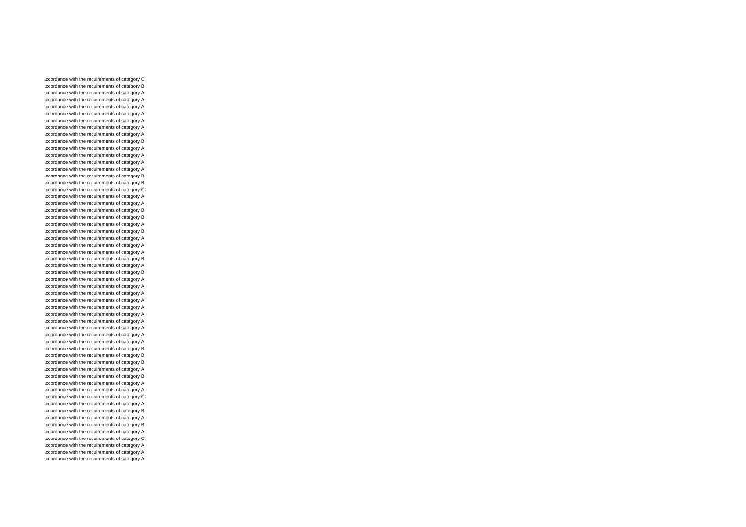ıccordance with the requirements of category C
ıccordance with the requirements of category B
ıccordance with the requirements of category A
ıccordance with the requirements of category A
ıccordance with the requirements of category A
ıccordance with the requirements of category A
ıccordance with the requirements of category A
ıccordance with the requirements of category A
ıccordance with the requirements of category A
ıccordance with the requirements of category B
ıccordance with the requirements of category A
ıccordance with the requirements of category A
ıccordance with the requirements of category A
ıccordance with the requirements of category A
ıccordance with the requirements of category B
ıccordance with the requirements of category B
ıccordance with the requirements of category C
ıccordance with the requirements of category A
ıccordance with the requirements of category A
ıccordance with the requirements of category B
ıccordance with the requirements of category B
ıccordance with the requirements of category A
ıccordance with the requirements of category B
ıccordance with the requirements of category A
ıccordance with the requirements of category A
ıccordance with the requirements of category A
ıccordance with the requirements of category B
ıccordance with the requirements of category A
ıccordance with the requirements of category B
ıccordance with the requirements of category A
ıccordance with the requirements of category A
ıccordance with the requirements of category A
ıccordance with the requirements of category A
ıccordance with the requirements of category A
ıccordance with the requirements of category A
ıccordance with the requirements of category A
ıccordance with the requirements of category A
ıccordance with the requirements of category A
ıccordance with the requirements of category A
ıccordance with the requirements of category B
ıccordance with the requirements of category B
ıccordance with the requirements of category B
ıccordance with the requirements of category A
ıccordance with the requirements of category B
ıccordance with the requirements of category A
ıccordance with the requirements of category A
ıccordance with the requirements of category C
ıccordance with the requirements of category A
ıccordance with the requirements of category B
ıccordance with the requirements of category A
ıccordance with the requirements of category B
ıccordance with the requirements of category A
ıccordance with the requirements of category C
ıccordance with the requirements of category A
ıccordance with the requirements of category A
ıccordance with the requirements of category A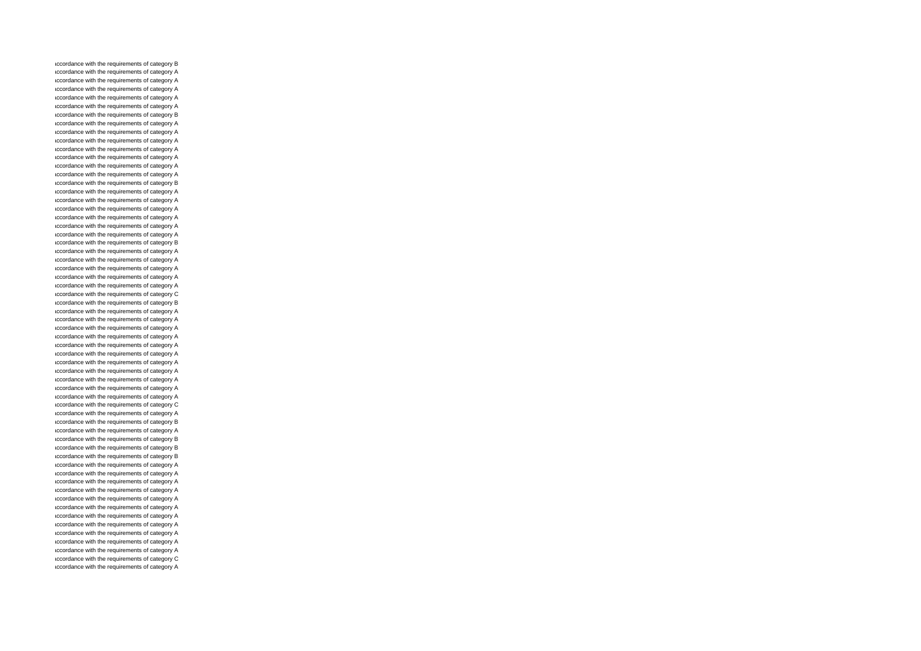ıccordance with the requirements of category B
ıccordance with the requirements of category A
ıccordance with the requirements of category A
ıccordance with the requirements of category A
ıccordance with the requirements of category A
ıccordance with the requirements of category A
ıccordance with the requirements of category B
ıccordance with the requirements of category A
ıccordance with the requirements of category A
ıccordance with the requirements of category A
ıccordance with the requirements of category A
ıccordance with the requirements of category A
ıccordance with the requirements of category A
ıccordance with the requirements of category A
ıccordance with the requirements of category B
ıccordance with the requirements of category A
ıccordance with the requirements of category A
ıccordance with the requirements of category A
ıccordance with the requirements of category A
ıccordance with the requirements of category A
ıccordance with the requirements of category A
ıccordance with the requirements of category B
ıccordance with the requirements of category A
ıccordance with the requirements of category A
ıccordance with the requirements of category A
ıccordance with the requirements of category A
ıccordance with the requirements of category A
ıccordance with the requirements of category C
ıccordance with the requirements of category B
ıccordance with the requirements of category A
ıccordance with the requirements of category A
ıccordance with the requirements of category A
ıccordance with the requirements of category A
ıccordance with the requirements of category A
ıccordance with the requirements of category A
ıccordance with the requirements of category A
ıccordance with the requirements of category A
ıccordance with the requirements of category A
ıccordance with the requirements of category A
ıccordance with the requirements of category A
ıccordance with the requirements of category C
ıccordance with the requirements of category A
ıccordance with the requirements of category B
ıccordance with the requirements of category A
ıccordance with the requirements of category B
ıccordance with the requirements of category B
ıccordance with the requirements of category B
ıccordance with the requirements of category A
ıccordance with the requirements of category A
ıccordance with the requirements of category A
ıccordance with the requirements of category A
ıccordance with the requirements of category A
ıccordance with the requirements of category A
ıccordance with the requirements of category A
ıccordance with the requirements of category A
ıccordance with the requirements of category A
ıccordance with the requirements of category A
ıccordance with the requirements of category A
ıccordance with the requirements of category C
ıccordance with the requirements of category A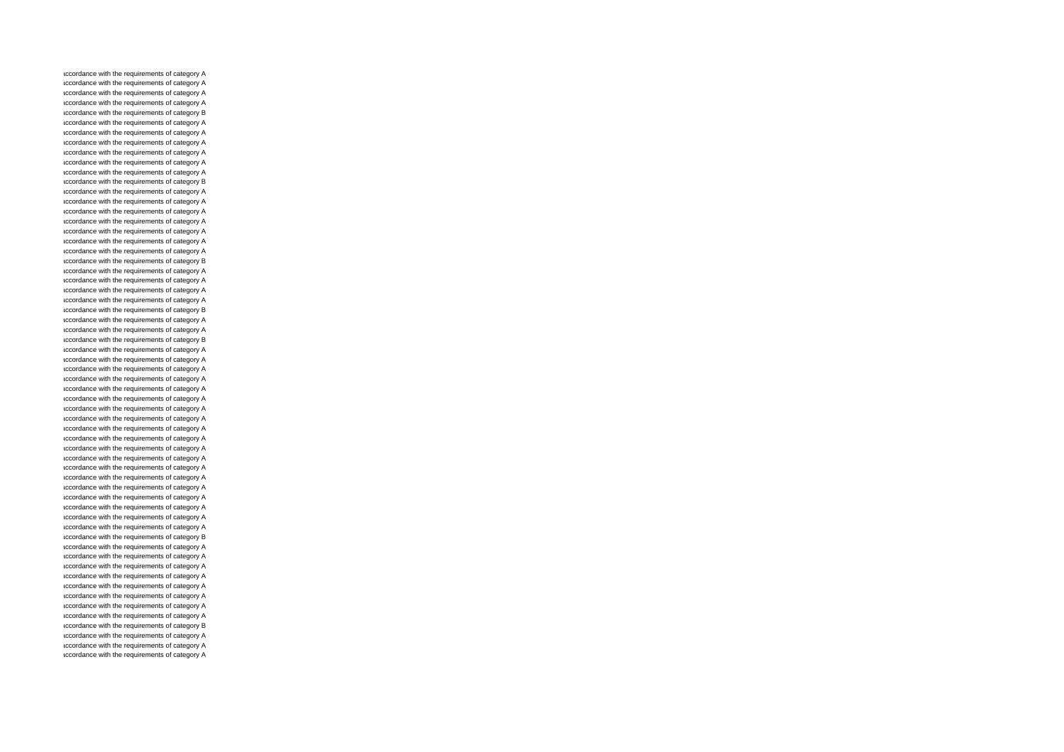ıccordance with the requirements of category A
ıccordance with the requirements of category A
ıccordance with the requirements of category A
ıccordance with the requirements of category A
ıccordance with the requirements of category B
ıccordance with the requirements of category A
ıccordance with the requirements of category A
ıccordance with the requirements of category A
ıccordance with the requirements of category A
ıccordance with the requirements of category A
ıccordance with the requirements of category A
ıccordance with the requirements of category B
ıccordance with the requirements of category A
ıccordance with the requirements of category A
ıccordance with the requirements of category A
ıccordance with the requirements of category A
ıccordance with the requirements of category A
ıccordance with the requirements of category A
ıccordance with the requirements of category A
ıccordance with the requirements of category B
ıccordance with the requirements of category A
ıccordance with the requirements of category A
ıccordance with the requirements of category A
ıccordance with the requirements of category A
ıccordance with the requirements of category B
ıccordance with the requirements of category A
ıccordance with the requirements of category A
ıccordance with the requirements of category B
ıccordance with the requirements of category A
ıccordance with the requirements of category A
ıccordance with the requirements of category A
ıccordance with the requirements of category A
ıccordance with the requirements of category A
ıccordance with the requirements of category A
ıccordance with the requirements of category A
ıccordance with the requirements of category A
ıccordance with the requirements of category A
ıccordance with the requirements of category A
ıccordance with the requirements of category A
ıccordance with the requirements of category A
ıccordance with the requirements of category A
ıccordance with the requirements of category A
ıccordance with the requirements of category A
ıccordance with the requirements of category A
ıccordance with the requirements of category A
ıccordance with the requirements of category A
ıccordance with the requirements of category A
ıccordance with the requirements of category B
ıccordance with the requirements of category A
ıccordance with the requirements of category A
ıccordance with the requirements of category A
ıccordance with the requirements of category A
ıccordance with the requirements of category A
ıccordance with the requirements of category A
ıccordance with the requirements of category A
ıccordance with the requirements of category A
ıccordance with the requirements of category B
ıccordance with the requirements of category A
ıccordance with the requirements of category A
ıccordance with the requirements of category A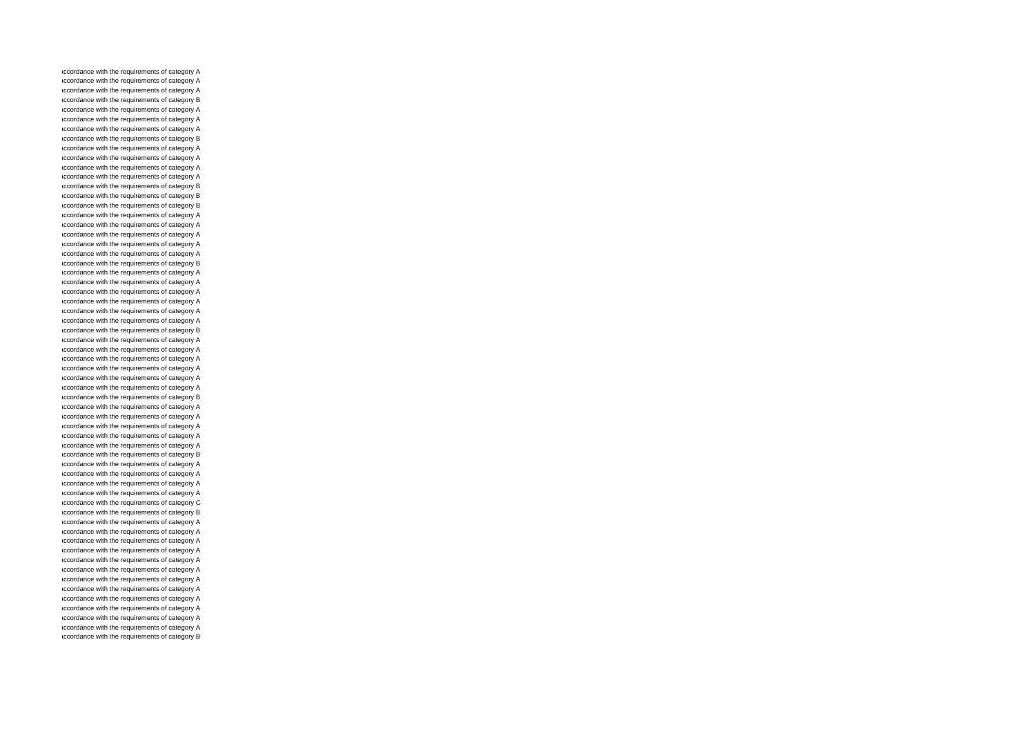ıccordance with the requirements of category A
ıccordance with the requirements of category A
ıccordance with the requirements of category A
ıccordance with the requirements of category B
ıccordance with the requirements of category A
ıccordance with the requirements of category A
ıccordance with the requirements of category A
ıccordance with the requirements of category B
ıccordance with the requirements of category A
ıccordance with the requirements of category A
ıccordance with the requirements of category A
ıccordance with the requirements of category A
ıccordance with the requirements of category B
ıccordance with the requirements of category B
ıccordance with the requirements of category B
ıccordance with the requirements of category A
ıccordance with the requirements of category A
ıccordance with the requirements of category A
ıccordance with the requirements of category A
ıccordance with the requirements of category A
ıccordance with the requirements of category B
ıccordance with the requirements of category A
ıccordance with the requirements of category A
ıccordance with the requirements of category A
ıccordance with the requirements of category A
ıccordance with the requirements of category A
ıccordance with the requirements of category A
ıccordance with the requirements of category B
ıccordance with the requirements of category A
ıccordance with the requirements of category A
ıccordance with the requirements of category A
ıccordance with the requirements of category A
ıccordance with the requirements of category A
ıccordance with the requirements of category A
ıccordance with the requirements of category B
ıccordance with the requirements of category A
ıccordance with the requirements of category A
ıccordance with the requirements of category A
ıccordance with the requirements of category A
ıccordance with the requirements of category A
ıccordance with the requirements of category B
ıccordance with the requirements of category A
ıccordance with the requirements of category A
ıccordance with the requirements of category A
ıccordance with the requirements of category A
ıccordance with the requirements of category C
ıccordance with the requirements of category B
ıccordance with the requirements of category A
ıccordance with the requirements of category A
ıccordance with the requirements of category A
ıccordance with the requirements of category A
ıccordance with the requirements of category A
ıccordance with the requirements of category A
ıccordance with the requirements of category A
ıccordance with the requirements of category A
ıccordance with the requirements of category A
ıccordance with the requirements of category A
ıccordance with the requirements of category A
ıccordance with the requirements of category A
ıccordance with the requirements of category B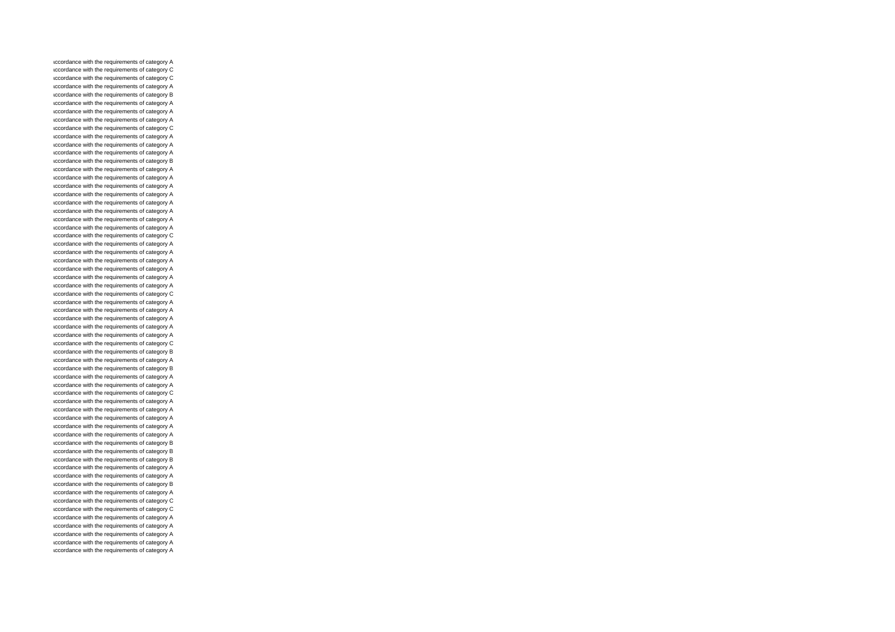ıccordance with the requirements of category A
ıccordance with the requirements of category C
ıccordance with the requirements of category C
ıccordance with the requirements of category A
ıccordance with the requirements of category B
ıccordance with the requirements of category A
ıccordance with the requirements of category A
ıccordance with the requirements of category A
ıccordance with the requirements of category C
ıccordance with the requirements of category A
ıccordance with the requirements of category A
ıccordance with the requirements of category A
ıccordance with the requirements of category B
ıccordance with the requirements of category A
ıccordance with the requirements of category A
ıccordance with the requirements of category A
ıccordance with the requirements of category A
ıccordance with the requirements of category A
ıccordance with the requirements of category A
ıccordance with the requirements of category A
ıccordance with the requirements of category A
ıccordance with the requirements of category C
ıccordance with the requirements of category A
ıccordance with the requirements of category A
ıccordance with the requirements of category A
ıccordance with the requirements of category A
ıccordance with the requirements of category A
ıccordance with the requirements of category A
ıccordance with the requirements of category C
ıccordance with the requirements of category A
ıccordance with the requirements of category A
ıccordance with the requirements of category A
ıccordance with the requirements of category A
ıccordance with the requirements of category A
ıccordance with the requirements of category C
ıccordance with the requirements of category B
ıccordance with the requirements of category A
ıccordance with the requirements of category B
ıccordance with the requirements of category A
ıccordance with the requirements of category A
ıccordance with the requirements of category C
ıccordance with the requirements of category A
ıccordance with the requirements of category A
ıccordance with the requirements of category A
ıccordance with the requirements of category A
ıccordance with the requirements of category A
ıccordance with the requirements of category B
ıccordance with the requirements of category B
ıccordance with the requirements of category B
ıccordance with the requirements of category A
ıccordance with the requirements of category A
ıccordance with the requirements of category B
ıccordance with the requirements of category A
ıccordance with the requirements of category C
ıccordance with the requirements of category C
ıccordance with the requirements of category A
ıccordance with the requirements of category A
ıccordance with the requirements of category A
ıccordance with the requirements of category A
ıccordance with the requirements of category A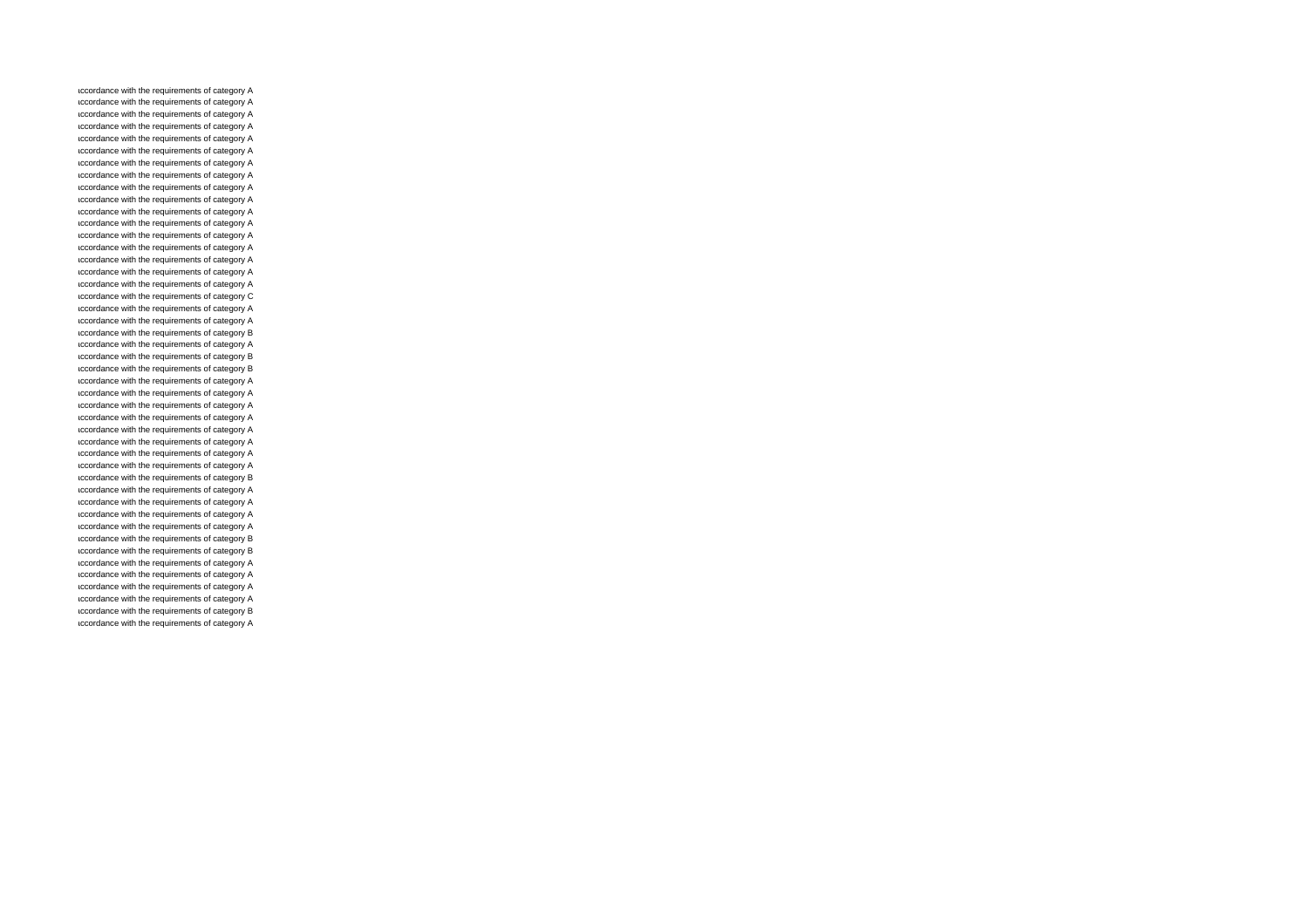ıccordance with the requirements of category A
ıccordance with the requirements of category A
ıccordance with the requirements of category A
ıccordance with the requirements of category A
ıccordance with the requirements of category A
ıccordance with the requirements of category A
ıccordance with the requirements of category A
ıccordance with the requirements of category A
ıccordance with the requirements of category A
ıccordance with the requirements of category A
ıccordance with the requirements of category A
ıccordance with the requirements of category A
ıccordance with the requirements of category A
ıccordance with the requirements of category A
ıccordance with the requirements of category A
ıccordance with the requirements of category A
ıccordance with the requirements of category A
ıccordance with the requirements of category C
ıccordance with the requirements of category A
ıccordance with the requirements of category A
ıccordance with the requirements of category B
ıccordance with the requirements of category A
ıccordance with the requirements of category B
ıccordance with the requirements of category B
ıccordance with the requirements of category A
ıccordance with the requirements of category A
ıccordance with the requirements of category A
ıccordance with the requirements of category A
ıccordance with the requirements of category A
ıccordance with the requirements of category A
ıccordance with the requirements of category A
ıccordance with the requirements of category A
ıccordance with the requirements of category B
ıccordance with the requirements of category A
ıccordance with the requirements of category A
ıccordance with the requirements of category A
ıccordance with the requirements of category A
ıccordance with the requirements of category B
ıccordance with the requirements of category B
ıccordance with the requirements of category A
ıccordance with the requirements of category A
ıccordance with the requirements of category A
ıccordance with the requirements of category A
ıccordance with the requirements of category B
ıccordance with the requirements of category A